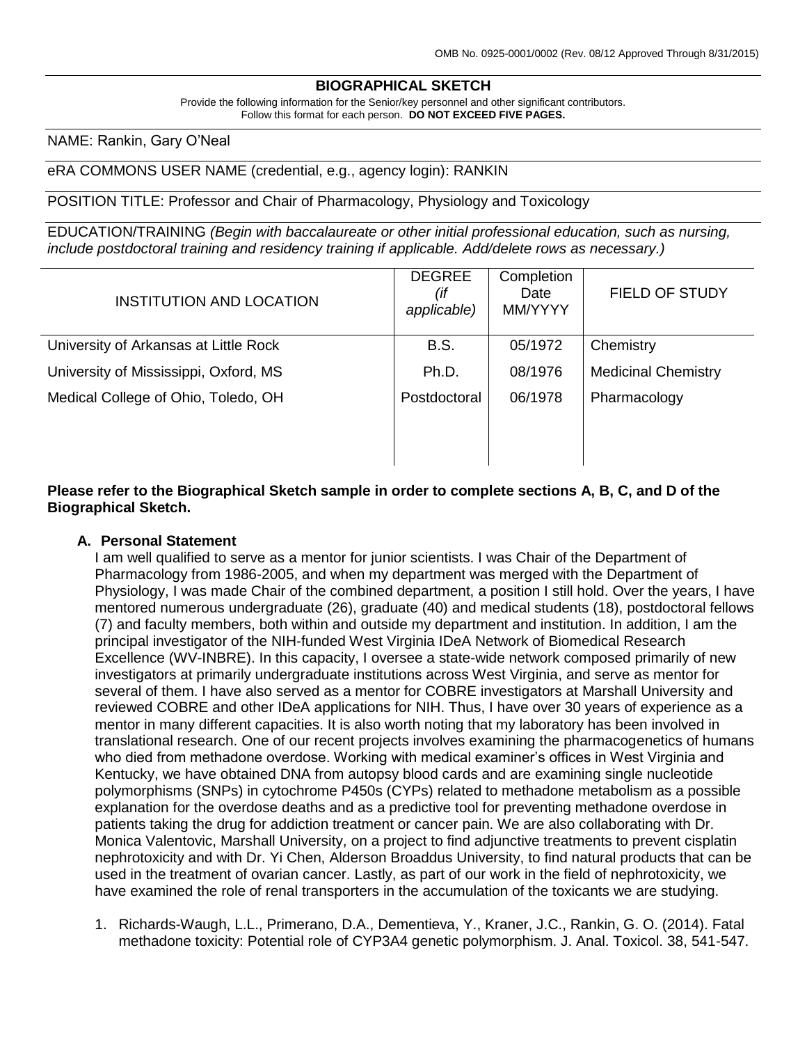OMB No. 0925-0001/0002 (Rev. 08/12 Approved Through 8/31/2015)

# BIOGRAPHICAL SKETCH

Provide the following information for the Senior/key personnel and other significant contributors.
Follow this format for each person. **DO NOT EXCEED FIVE PAGES.**

NAME: Rankin, Gary O'Neal

eRA COMMONS USER NAME (credential, e.g., agency login): RANKIN

POSITION TITLE: Professor and Chair of Pharmacology, Physiology and Toxicology

EDUCATION/TRAINING *(Begin with baccalaureate or other initial professional education, such as nursing, include postdoctoral training and residency training if applicable. Add/delete rows as necessary.)*

| INSTITUTION AND LOCATION | DEGREE *(if applicable)* | Completion Date MM/YYYY | FIELD OF STUDY |
|---|---|---|---|
| University of Arkansas at Little Rock | B.S. | 05/1972 | Chemistry |
| University of Mississippi, Oxford, MS | Ph.D. | 08/1976 | Medicinal Chemistry |
| Medical College of Ohio, Toledo, OH | Postdoctoral | 06/1978 | Pharmacology |

**Please refer to the Biographical Sketch sample in order to complete sections A, B, C, and D of the Biographical Sketch.**

## A. Personal Statement

I am well qualified to serve as a mentor for junior scientists. I was Chair of the Department of Pharmacology from 1986-2005, and when my department was merged with the Department of Physiology, I was made Chair of the combined department, a position I still hold. Over the years, I have mentored numerous undergraduate (26), graduate (40) and medical students (18), postdoctoral fellows (7) and faculty members, both within and outside my department and institution. In addition, I am the principal investigator of the NIH-funded West Virginia IDeA Network of Biomedical Research Excellence (WV-INBRE). In this capacity, I oversee a state-wide network composed primarily of new investigators at primarily undergraduate institutions across West Virginia, and serve as mentor for several of them. I have also served as a mentor for COBRE investigators at Marshall University and reviewed COBRE and other IDeA applications for NIH. Thus, I have over 30 years of experience as a mentor in many different capacities. It is also worth noting that my laboratory has been involved in translational research. One of our recent projects involves examining the pharmacogenetics of humans who died from methadone overdose. Working with medical examiner's offices in West Virginia and Kentucky, we have obtained DNA from autopsy blood cards and are examining single nucleotide polymorphisms (SNPs) in cytochrome P450s (CYPs) related to methadone metabolism as a possible explanation for the overdose deaths and as a predictive tool for preventing methadone overdose in patients taking the drug for addiction treatment or cancer pain. We are also collaborating with Dr. Monica Valentovic, Marshall University, on a project to find adjunctive treatments to prevent cisplatin nephrotoxicity and with Dr. Yi Chen, Alderson Broaddus University, to find natural products that can be used in the treatment of ovarian cancer. Lastly, as part of our work in the field of nephrotoxicity, we have examined the role of renal transporters in the accumulation of the toxicants we are studying.

1. Richards-Waugh, L.L., Primerano, D.A., Dementieva, Y., Kraner, J.C., Rankin, G. O. (2014). Fatal methadone toxicity: Potential role of CYP3A4 genetic polymorphism. J. Anal. Toxicol. 38, 541-547.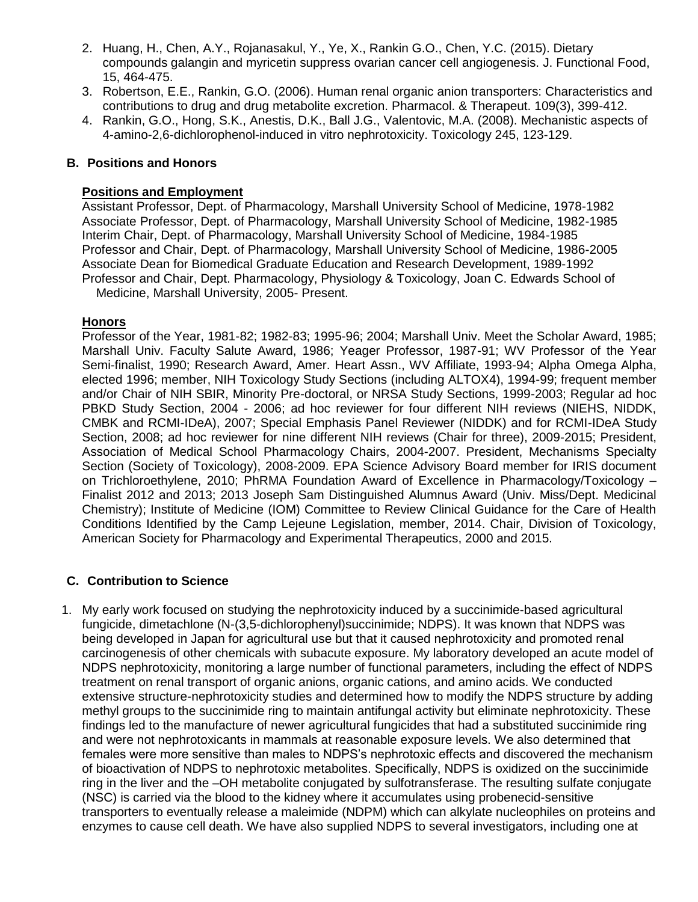2. Huang, H., Chen, A.Y., Rojanasakul, Y., Ye, X., Rankin G.O., Chen, Y.C. (2015). Dietary compounds galangin and myricetin suppress ovarian cancer cell angiogenesis. J. Functional Food, 15, 464-475.
3. Robertson, E.E., Rankin, G.O. (2006). Human renal organic anion transporters: Characteristics and contributions to drug and drug metabolite excretion. Pharmacol. & Therapeut. 109(3), 399-412.
4. Rankin, G.O., Hong, S.K., Anestis, D.K., Ball J.G., Valentovic, M.A. (2008). Mechanistic aspects of 4-amino-2,6-dichlorophenol-induced in vitro nephrotoxicity. Toxicology 245, 123-129.

## B. Positions and Honors

### Positions and Employment

Assistant Professor, Dept. of Pharmacology, Marshall University School of Medicine, 1978-1982
Associate Professor, Dept. of Pharmacology, Marshall University School of Medicine, 1982-1985
Interim Chair, Dept. of Pharmacology, Marshall University School of Medicine, 1984-1985
Professor and Chair, Dept. of Pharmacology, Marshall University School of Medicine, 1986-2005
Associate Dean for Biomedical Graduate Education and Research Development, 1989-1992
Professor and Chair, Dept. Pharmacology, Physiology & Toxicology, Joan C. Edwards School of Medicine, Marshall University, 2005- Present.

### Honors

Professor of the Year, 1981-82; 1982-83; 1995-96; 2004; Marshall Univ. Meet the Scholar Award, 1985; Marshall Univ. Faculty Salute Award, 1986; Yeager Professor, 1987-91; WV Professor of the Year Semi-finalist, 1990; Research Award, Amer. Heart Assn., WV Affiliate, 1993-94; Alpha Omega Alpha, elected 1996; member, NIH Toxicology Study Sections (including ALTOX4), 1994-99; frequent member and/or Chair of NIH SBIR, Minority Pre-doctoral, or NRSA Study Sections, 1999-2003; Regular ad hoc PBKD Study Section, 2004 - 2006; ad hoc reviewer for four different NIH reviews (NIEHS, NIDDK, CMBK and RCMI-IDeA), 2007; Special Emphasis Panel Reviewer (NIDDK) and for RCMI-IDeA Study Section, 2008; ad hoc reviewer for nine different NIH reviews (Chair for three), 2009-2015; President, Association of Medical School Pharmacology Chairs, 2004-2007. President, Mechanisms Specialty Section (Society of Toxicology), 2008-2009. EPA Science Advisory Board member for IRIS document on Trichloroethylene, 2010; PhRMA Foundation Award of Excellence in Pharmacology/Toxicology – Finalist 2012 and 2013; 2013 Joseph Sam Distinguished Alumnus Award (Univ. Miss/Dept. Medicinal Chemistry); Institute of Medicine (IOM) Committee to Review Clinical Guidance for the Care of Health Conditions Identified by the Camp Lejeune Legislation, member, 2014. Chair, Division of Toxicology, American Society for Pharmacology and Experimental Therapeutics, 2000 and 2015.

## C. Contribution to Science

1. My early work focused on studying the nephrotoxicity induced by a succinimide-based agricultural fungicide, dimetachlone (N-(3,5-dichlorophenyl)succinimide; NDPS). It was known that NDPS was being developed in Japan for agricultural use but that it caused nephrotoxicity and promoted renal carcinogenesis of other chemicals with subacute exposure. My laboratory developed an acute model of NDPS nephrotoxicity, monitoring a large number of functional parameters, including the effect of NDPS treatment on renal transport of organic anions, organic cations, and amino acids. We conducted extensive structure-nephrotoxicity studies and determined how to modify the NDPS structure by adding methyl groups to the succinimide ring to maintain antifungal activity but eliminate nephrotoxicity. These findings led to the manufacture of newer agricultural fungicides that had a substituted succinimide ring and were not nephrotoxicants in mammals at reasonable exposure levels. We also determined that females were more sensitive than males to NDPS's nephrotoxic effects and discovered the mechanism of bioactivation of NDPS to nephrotoxic metabolites. Specifically, NDPS is oxidized on the succinimide ring in the liver and the –OH metabolite conjugated by sulfotransferase. The resulting sulfate conjugate (NSC) is carried via the blood to the kidney where it accumulates using probenecid-sensitive transporters to eventually release a maleimide (NDPM) which can alkylate nucleophiles on proteins and enzymes to cause cell death. We have also supplied NDPS to several investigators, including one at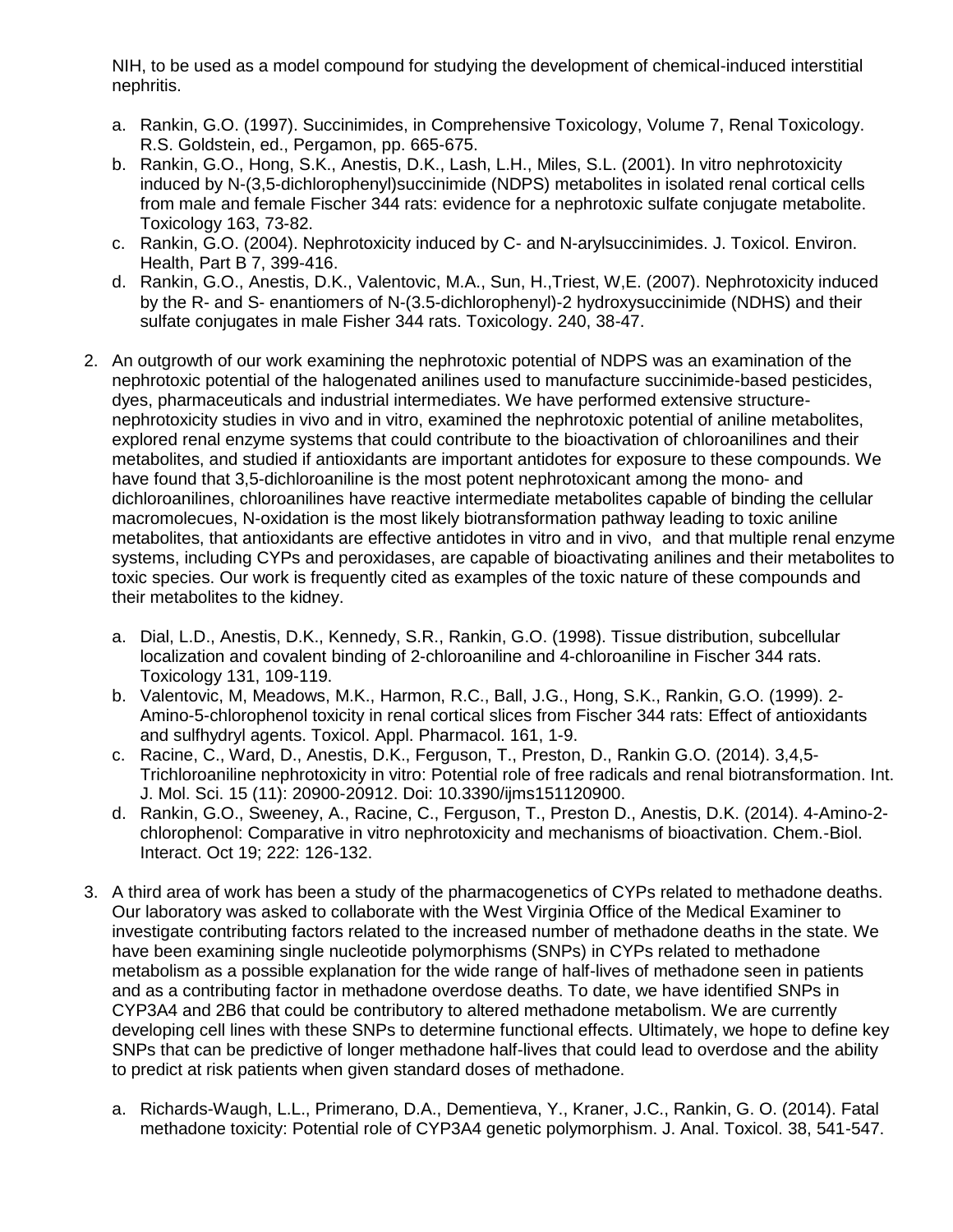NIH, to be used as a model compound for studying the development of chemical-induced interstitial nephritis.

a. Rankin, G.O. (1997). Succinimides, in Comprehensive Toxicology, Volume 7, Renal Toxicology. R.S. Goldstein, ed., Pergamon, pp. 665-675.
b. Rankin, G.O., Hong, S.K., Anestis, D.K., Lash, L.H., Miles, S.L. (2001). In vitro nephrotoxicity induced by N-(3,5-dichlorophenyl)succinimide (NDPS) metabolites in isolated renal cortical cells from male and female Fischer 344 rats: evidence for a nephrotoxic sulfate conjugate metabolite. Toxicology 163, 73-82.
c. Rankin, G.O. (2004). Nephrotoxicity induced by C- and N-arylsuccinimides. J. Toxicol. Environ. Health, Part B 7, 399-416.
d. Rankin, G.O., Anestis, D.K., Valentovic, M.A., Sun, H.,Triest, W,E. (2007). Nephrotoxicity induced by the R- and S- enantiomers of N-(3.5-dichlorophenyl)-2 hydroxysuccinimide (NDHS) and their sulfate conjugates in male Fisher 344 rats. Toxicology. 240, 38-47.

2. An outgrowth of our work examining the nephrotoxic potential of NDPS was an examination of the nephrotoxic potential of the halogenated anilines used to manufacture succinimide-based pesticides, dyes, pharmaceuticals and industrial intermediates. We have performed extensive structure-nephrotoxicity studies in vivo and in vitro, examined the nephrotoxic potential of aniline metabolites, explored renal enzyme systems that could contribute to the bioactivation of chloroanilines and their metabolites, and studied if antioxidants are important antidotes for exposure to these compounds. We have found that 3,5-dichloroaniline is the most potent nephrotoxicant among the mono- and dichloroanilines, chloroanilines have reactive intermediate metabolites capable of binding the cellular macromolecues, N-oxidation is the most likely biotransformation pathway leading to toxic aniline metabolites, that antioxidants are effective antidotes in vitro and in vivo, and that multiple renal enzyme systems, including CYPs and peroxidases, are capable of bioactivating anilines and their metabolites to toxic species. Our work is frequently cited as examples of the toxic nature of these compounds and their metabolites to the kidney.

   a. Dial, L.D., Anestis, D.K., Kennedy, S.R., Rankin, G.O. (1998). Tissue distribution, subcellular localization and covalent binding of 2-chloroaniline and 4-chloroaniline in Fischer 344 rats. Toxicology 131, 109-119.
   b. Valentovic, M, Meadows, M.K., Harmon, R.C., Ball, J.G., Hong, S.K., Rankin, G.O. (1999). 2-Amino-5-chlorophenol toxicity in renal cortical slices from Fischer 344 rats: Effect of antioxidants and sulfhydryl agents. Toxicol. Appl. Pharmacol. 161, 1-9.
   c. Racine, C., Ward, D., Anestis, D.K., Ferguson, T., Preston, D., Rankin G.O. (2014). 3,4,5-Trichloroaniline nephrotoxicity in vitro: Potential role of free radicals and renal biotransformation. Int. J. Mol. Sci. 15 (11): 20900-20912. Doi: 10.3390/ijms151120900.
   d. Rankin, G.O., Sweeney, A., Racine, C., Ferguson, T., Preston D., Anestis, D.K. (2014). 4-Amino-2-chlorophenol: Comparative in vitro nephrotoxicity and mechanisms of bioactivation. Chem.-Biol. Interact. Oct 19; 222: 126-132.

3. A third area of work has been a study of the pharmacogenetics of CYPs related to methadone deaths. Our laboratory was asked to collaborate with the West Virginia Office of the Medical Examiner to investigate contributing factors related to the increased number of methadone deaths in the state. We have been examining single nucleotide polymorphisms (SNPs) in CYPs related to methadone metabolism as a possible explanation for the wide range of half-lives of methadone seen in patients and as a contributing factor in methadone overdose deaths. To date, we have identified SNPs in CYP3A4 and 2B6 that could be contributory to altered methadone metabolism. We are currently developing cell lines with these SNPs to determine functional effects. Ultimately, we hope to define key SNPs that can be predictive of longer methadone half-lives that could lead to overdose and the ability to predict at risk patients when given standard doses of methadone.

   a. Richards-Waugh, L.L., Primerano, D.A., Dementieva, Y., Kraner, J.C., Rankin, G. O. (2014). Fatal methadone toxicity: Potential role of CYP3A4 genetic polymorphism. J. Anal. Toxicol. 38, 541-547.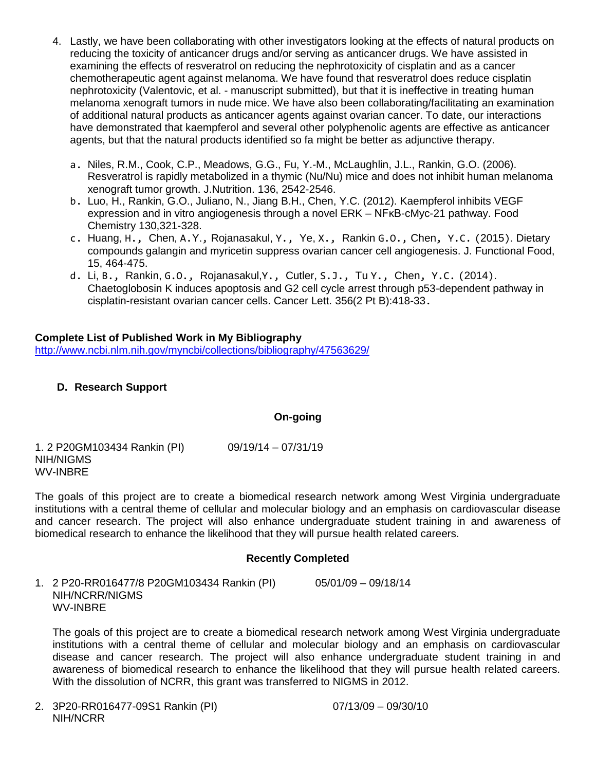4. Lastly, we have been collaborating with other investigators looking at the effects of natural products on reducing the toxicity of anticancer drugs and/or serving as anticancer drugs. We have assisted in examining the effects of resveratrol on reducing the nephrotoxicity of cisplatin and as a cancer chemotherapeutic agent against melanoma. We have found that resveratrol does reduce cisplatin nephrotoxicity (Valentovic, et al. - manuscript submitted), but that it is ineffective in treating human melanoma xenograft tumors in nude mice. We have also been collaborating/facilitating an examination of additional natural products as anticancer agents against ovarian cancer. To date, our interactions have demonstrated that kaempferol and several other polyphenolic agents are effective as anticancer agents, but that the natural products identified so fa might be better as adjunctive therapy.

   a. Niles, R.M., Cook, C.P., Meadows, G.G., Fu, Y.-M., McLaughlin, J.L., Rankin, G.O. (2006). Resveratrol is rapidly metabolized in a thymic (Nu/Nu) mice and does not inhibit human melanoma xenograft tumor growth. J.Nutrition. 136, 2542-2546.
   b. Luo, H., Rankin, G.O., Juliano, N., Jiang B.H., Chen, Y.C. (2012). Kaempferol inhibits VEGF expression and in vitro angiogenesis through a novel ERK – NFκB-cMyc-21 pathway. Food Chemistry 130,321-328.
   c. Huang, H., Chen, A.Y., Rojanasakul, Y., Ye, X., Rankin G.O., Chen, Y.C. (2015). Dietary compounds galangin and myricetin suppress ovarian cancer cell angiogenesis. J. Functional Food, 15, 464-475.
   d. Li, B., Rankin, G.O., Rojanasakul,Y., Cutler, S.J., Tu Y., Chen, Y.C. (2014). Chaetoglobosin K induces apoptosis and G2 cell cycle arrest through p53-dependent pathway in cisplatin-resistant ovarian cancer cells. Cancer Lett. 356(2 Pt B):418-33.

**Complete List of Published Work in My Bibliography**
http://www.ncbi.nlm.nih.gov/myncbi/collections/bibliography/47563629/

### D. Research Support

**On-going**

1. 2 P20GM103434 Rankin (PI) 09/19/14 – 07/31/19
NIH/NIGMS
WV-INBRE

The goals of this project are to create a biomedical research network among West Virginia undergraduate institutions with a central theme of cellular and molecular biology and an emphasis on cardiovascular disease and cancer research. The project will also enhance undergraduate student training in and awareness of biomedical research to enhance the likelihood that they will pursue health related careers.

**Recently Completed**

1. 2 P20-RR016477/8 P20GM103434 Rankin (PI) 05/01/09 – 09/18/14
   NIH/NCRR/NIGMS
   WV-INBRE

   The goals of this project are to create a biomedical research network among West Virginia undergraduate institutions with a central theme of cellular and molecular biology and an emphasis on cardiovascular disease and cancer research. The project will also enhance undergraduate student training in and awareness of biomedical research to enhance the likelihood that they will pursue health related careers. With the dissolution of NCRR, this grant was transferred to NIGMS in 2012.

2. 3P20-RR016477-09S1 Rankin (PI) 07/13/09 – 09/30/10
   NIH/NCRR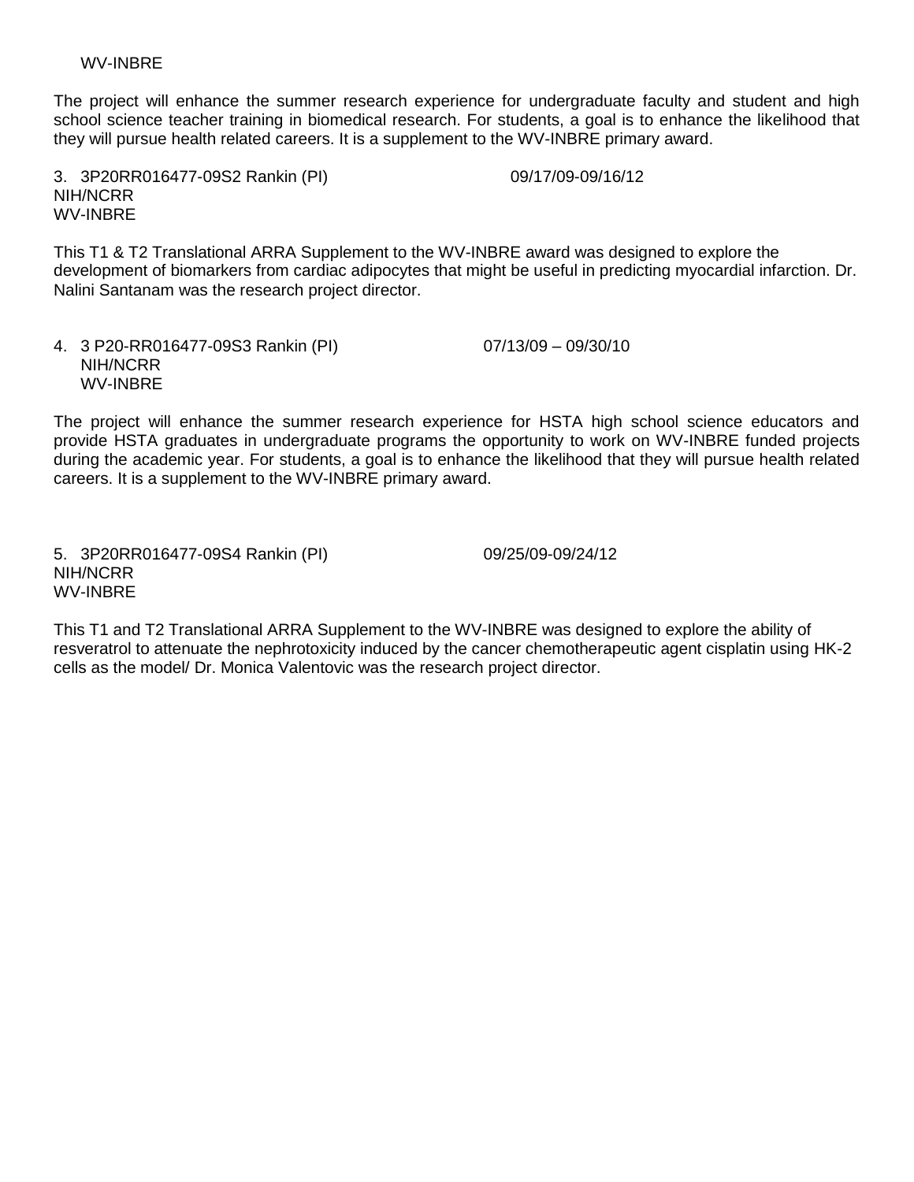WV-INBRE

The project will enhance the summer research experience for undergraduate faculty and student and high school science teacher training in biomedical research. For students, a goal is to enhance the likelihood that they will pursue health related careers. It is a supplement to the WV-INBRE primary award.

3. 3P20RR016477-09S2 Rankin (PI) 09/17/09-09/16/12
NIH/NCRR
WV-INBRE

This T1 & T2 Translational ARRA Supplement to the WV-INBRE award was designed to explore the development of biomarkers from cardiac adipocytes that might be useful in predicting myocardial infarction. Dr. Nalini Santanam was the research project director.

4. 3 P20-RR016477-09S3 Rankin (PI) 07/13/09 – 09/30/10
NIH/NCRR
WV-INBRE

The project will enhance the summer research experience for HSTA high school science educators and provide HSTA graduates in undergraduate programs the opportunity to work on WV-INBRE funded projects during the academic year. For students, a goal is to enhance the likelihood that they will pursue health related careers. It is a supplement to the WV-INBRE primary award.

5. 3P20RR016477-09S4 Rankin (PI) 09/25/09-09/24/12
NIH/NCRR
WV-INBRE

This T1 and T2 Translational ARRA Supplement to the WV-INBRE was designed to explore the ability of resveratrol to attenuate the nephrotoxicity induced by the cancer chemotherapeutic agent cisplatin using HK-2 cells as the model/ Dr. Monica Valentovic was the research project director.